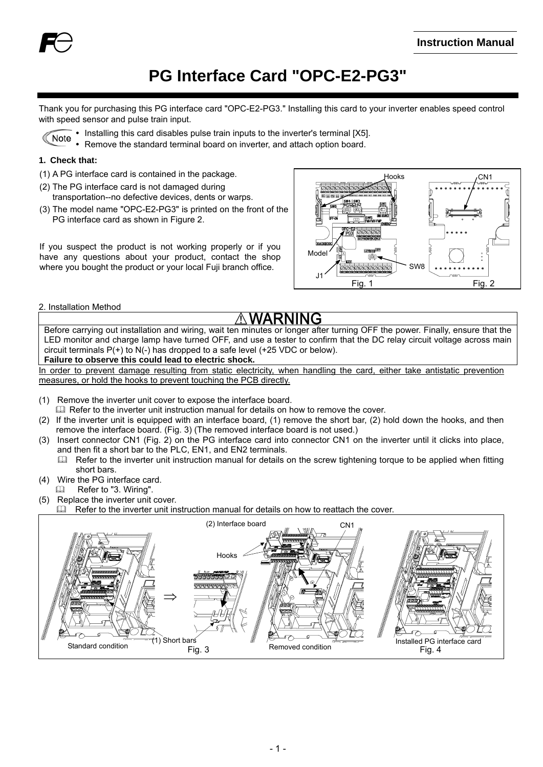Instruction Manual

# PG Interface Card "OPC-E2-PG3"

Thank you for purchasing this PG interface card "OPC-E2-PG3." Installing this card to your inverter enables speed control with speed sensor and pulse train input.

Note
- Installing this card disables pulse train inputs to the inverter's terminal [X5].
- Remove the standard terminal board on inverter, and attach option board.

**1. Check that:**

(1) A PG interface card is contained in the package.

(2) The PG interface card is not damaged during transportation--no defective devices, dents or warps.

(3) The model name "OPC-E2-PG3" is printed on the front of the PG interface card as shown in Figure 2.

If you suspect the product is not working properly or if you have any questions about your product, contact the shop where you bought the product or your local Fuji branch office.

Hooks, CN1, Model, J1, SW8

Fig. 1 Fig. 2

2. Installation Method

**⚠WARNING**

Before carrying out installation and wiring, wait ten minutes or longer after turning OFF the power. Finally, ensure that the LED monitor and charge lamp have turned OFF, and use a tester to confirm that the DC relay circuit voltage across main circuit terminals P(+) to N(-) has dropped to a safe level (+25 VDC or below).

**Failure to observe this could lead to electric shock.**

In order to prevent damage resulting from static electricity, when handling the card, either take antistatic prevention measures, or hold the hooks to prevent touching the PCB directly.

(1) Remove the inverter unit cover to expose the interface board.
   Refer to the inverter unit instruction manual for details on how to remove the cover.

(2) If the inverter unit is equipped with an interface board, (1) remove the short bar, (2) hold down the hooks, and then remove the interface board. (Fig. 3) (The removed interface board is not used.)

(3) Insert connector CN1 (Fig. 2) on the PG interface card into connector CN1 on the inverter until it clicks into place, and then fit a short bar to the PLC, EN1, and EN2 terminals.
   Refer to the inverter unit instruction manual for details on the screw tightening torque to be applied when fitting short bars.

(4) Wire the PG interface card.
   Refer to "3. Wiring".

(5) Replace the inverter unit cover.
   Refer to the inverter unit instruction manual for details on how to reattach the cover.

(2) Interface board, CN1, Hooks, (1) Short bars

Standard condition ⇒ Removed condition — Fig. 3

Installed PG interface card — Fig. 4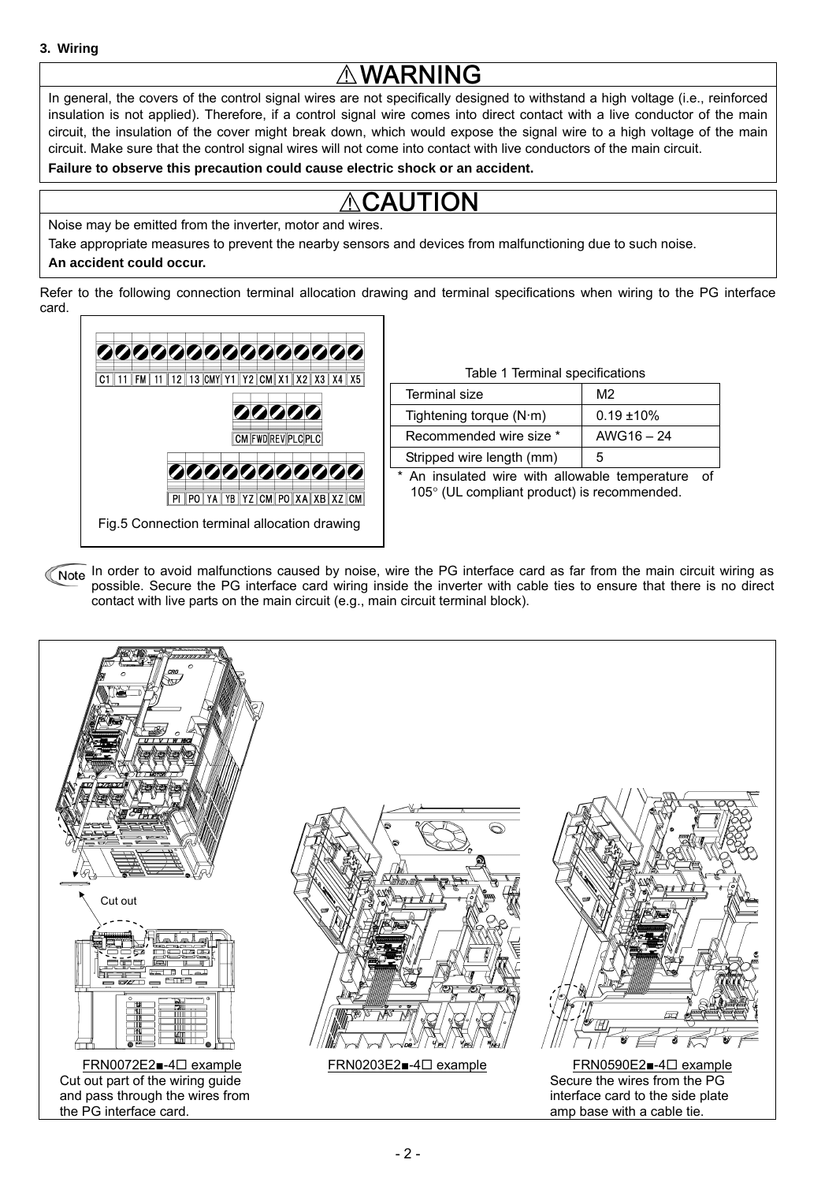## 3. Wiring

### ⚠WARNING

In general, the covers of the control signal wires are not specifically designed to withstand a high voltage (i.e., reinforced insulation is not applied). Therefore, if a control signal wire comes into direct contact with a live conductor of the main circuit, the insulation of the cover might break down, which would expose the signal wire to a high voltage of the main circuit. Make sure that the control signal wires will not come into contact with live conductors of the main circuit.

**Failure to observe this precaution could cause electric shock or an accident.**

### ⚠CAUTION

Noise may be emitted from the inverter, motor and wires.

Take appropriate measures to prevent the nearby sensors and devices from malfunctioning due to such noise.

**An accident could occur.**

Refer to the following connection terminal allocation drawing and terminal specifications when wiring to the PG interface card.

C1 | 11 | FM | 11 | 12 | 13 | CMY | Y1 | Y2 | CM | X1 | X2 | X3 | X4 | X5

CM | FWD | REV | PLC | PLC

PI | PO | YA | YB | YZ | CM | PO | XA | XB | XZ | CM

Fig.5 Connection terminal allocation drawing

Table 1 Terminal specifications

| Terminal size | M2 |
|---|---|
| Tightening torque (N·m) | 0.19 ±10% |
| Recommended wire size * | AWG16 – 24 |
| Stripped wire length (mm) | 5 |

\* An insulated wire with allowable temperature of 105° (UL compliant product) is recommended.

**Note** In order to avoid malfunctions caused by noise, wire the PG interface card as far from the main circuit wiring as possible. Secure the PG interface card wiring inside the inverter with cable ties to ensure that there is no direct contact with live parts on the main circuit (e.g., main circuit terminal block).

Cut out

FRN0072E2■-4☐ example
Cut out part of the wiring guide and pass through the wires from the PG interface card.

FRN0203E2■-4☐ example

FRN0590E2■-4☐ example
Secure the wires from the PG interface card to the side plate amp base with a cable tie.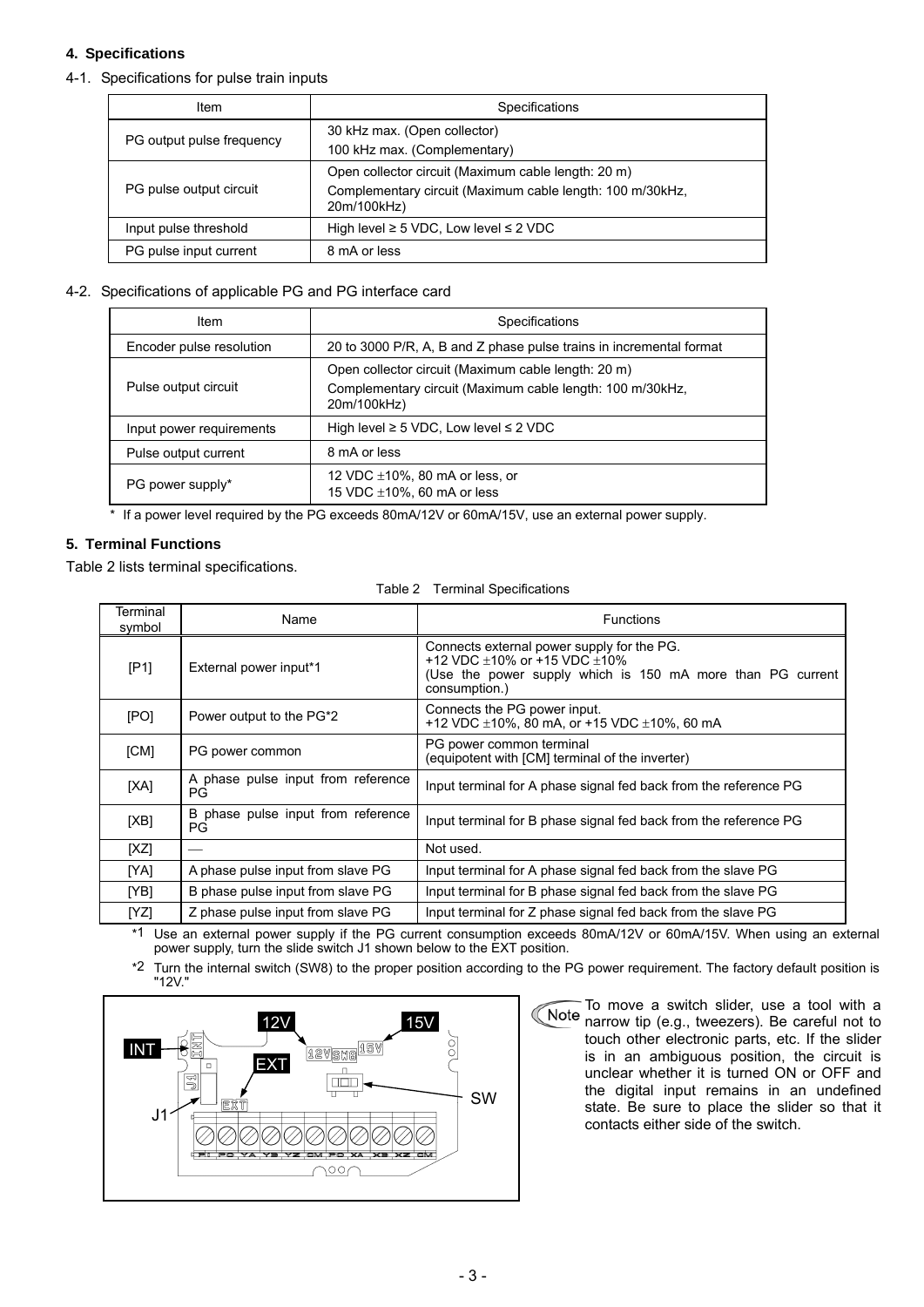### 4. Specifications

#### 4-1. Specifications for pulse train inputs

| Item | Specifications |
|---|---|
| PG output pulse frequency | 30 kHz max. (Open collector)<br>100 kHz max. (Complementary) |
| PG pulse output circuit | Open collector circuit (Maximum cable length: 20 m)<br>Complementary circuit (Maximum cable length: 100 m/30kHz, 20m/100kHz) |
| Input pulse threshold | High level ≥ 5 VDC, Low level ≤ 2 VDC |
| PG pulse input current | 8 mA or less |

#### 4-2. Specifications of applicable PG and PG interface card

| Item | Specifications |
|---|---|
| Encoder pulse resolution | 20 to 3000 P/R, A, B and Z phase pulse trains in incremental format |
| Pulse output circuit | Open collector circuit (Maximum cable length: 20 m)<br>Complementary circuit (Maximum cable length: 100 m/30kHz, 20m/100kHz) |
| Input power requirements | High level ≥ 5 VDC, Low level ≤ 2 VDC |
| Pulse output current | 8 mA or less |
| PG power supply* | 12 VDC ±10%, 80 mA or less, or<br>15 VDC ±10%, 60 mA or less |

\* If a power level required by the PG exceeds 80mA/12V or 60mA/15V, use an external power supply.

### 5. Terminal Functions

Table 2 lists terminal specifications.

Table 2 Terminal Specifications

| Terminal symbol | Name | Functions |
|---|---|---|
| [P1] | External power input*1 | Connects external power supply for the PG.<br>+12 VDC ±10% or +15 VDC ±10%<br>(Use the power supply which is 150 mA more than PG current consumption.) |
| [PO] | Power output to the PG*2 | Connects the PG power input.<br>+12 VDC ±10%, 80 mA, or +15 VDC ±10%, 60 mA |
| [CM] | PG power common | PG power common terminal<br>(equipotent with [CM] terminal of the inverter) |
| [XA] | A phase pulse input from reference PG | Input terminal for A phase signal fed back from the reference PG |
| [XB] | B phase pulse input from reference PG | Input terminal for B phase signal fed back from the reference PG |
| [XZ] | — | Not used. |
| [YA] | A phase pulse input from slave PG | Input terminal for A phase signal fed back from the slave PG |
| [YB] | B phase pulse input from slave PG | Input terminal for B phase signal fed back from the slave PG |
| [YZ] | Z phase pulse input from slave PG | Input terminal for Z phase signal fed back from the slave PG |

*1 Use an external power supply if the PG current consumption exceeds 80mA/12V or 60mA/15V. When using an external power supply, turn the slide switch J1 shown below to the EXT position.

*2 Turn the internal switch (SW8) to the proper position according to the PG power requirement. The factory default position is "12V."

INT 12V 15V EXT SW J1

P1 PO YA YB YZ CM PO XA XB XZ CM

**Note** To move a switch slider, use a tool with a narrow tip (e.g., tweezers). Be careful not to touch other electronic parts, etc. If the slider is in an ambiguous position, the circuit is unclear whether it is turned ON or OFF and the digital input remains in an undefined state. Be sure to place the slider so that it contacts either side of the switch.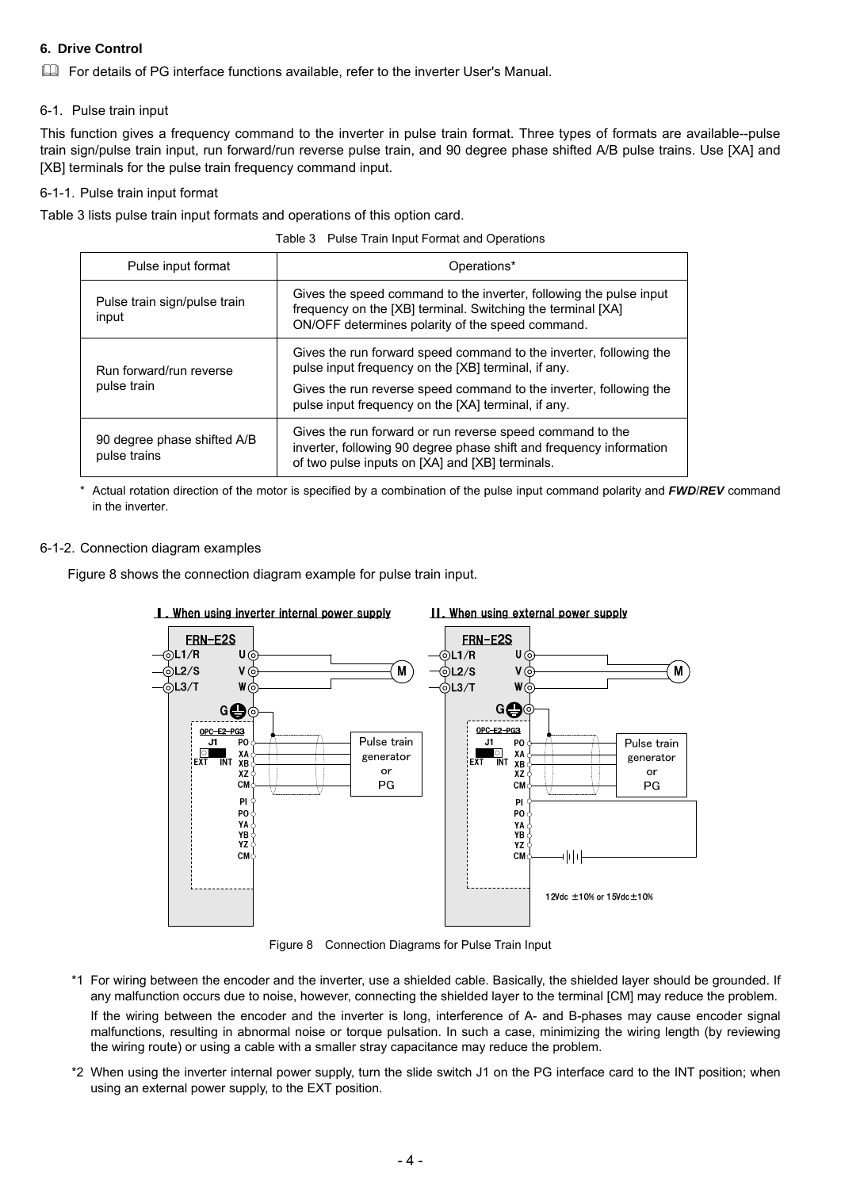### 6. Drive Control

📖 For details of PG interface functions available, refer to the inverter User's Manual.

#### 6-1. Pulse train input

This function gives a frequency command to the inverter in pulse train format. Three types of formats are available--pulse train sign/pulse train input, run forward/run reverse pulse train, and 90 degree phase shifted A/B pulse trains. Use [XA] and [XB] terminals for the pulse train frequency command input.

##### 6-1-1. Pulse train input format

Table 3 lists pulse train input formats and operations of this option card.

Table 3 Pulse Train Input Format and Operations

| Pulse input format | Operations* |
|---|---|
| Pulse train sign/pulse train input | Gives the speed command to the inverter, following the pulse input frequency on the [XB] terminal. Switching the terminal [XA] ON/OFF determines polarity of the speed command. |
| Run forward/run reverse pulse train | Gives the run forward speed command to the inverter, following the pulse input frequency on the [XB] terminal, if any.<br>Gives the run reverse speed command to the inverter, following the pulse input frequency on the [XA] terminal, if any. |
| 90 degree phase shifted A/B pulse trains | Gives the run forward or run reverse speed command to the inverter, following 90 degree phase shift and frequency information of two pulse inputs on [XA] and [XB] terminals. |

\* Actual rotation direction of the motor is specified by a combination of the pulse input command polarity and ***FWD***/***REV*** command in the inverter.

##### 6-1-2. Connection diagram examples

Figure 8 shows the connection diagram example for pulse train input.

Figure 8 Connection Diagrams for Pulse Train Input

\*1 For wiring between the encoder and the inverter, use a shielded cable. Basically, the shielded layer should be grounded. If any malfunction occurs due to noise, however, connecting the shielded layer to the terminal [CM] may reduce the problem.

If the wiring between the encoder and the inverter is long, interference of A- and B-phases may cause encoder signal malfunctions, resulting in abnormal noise or torque pulsation. In such a case, minimizing the wiring length (by reviewing the wiring route) or using a cable with a smaller stray capacitance may reduce the problem.

\*2 When using the inverter internal power supply, turn the slide switch J1 on the PG interface card to the INT position; when using an external power supply, to the EXT position.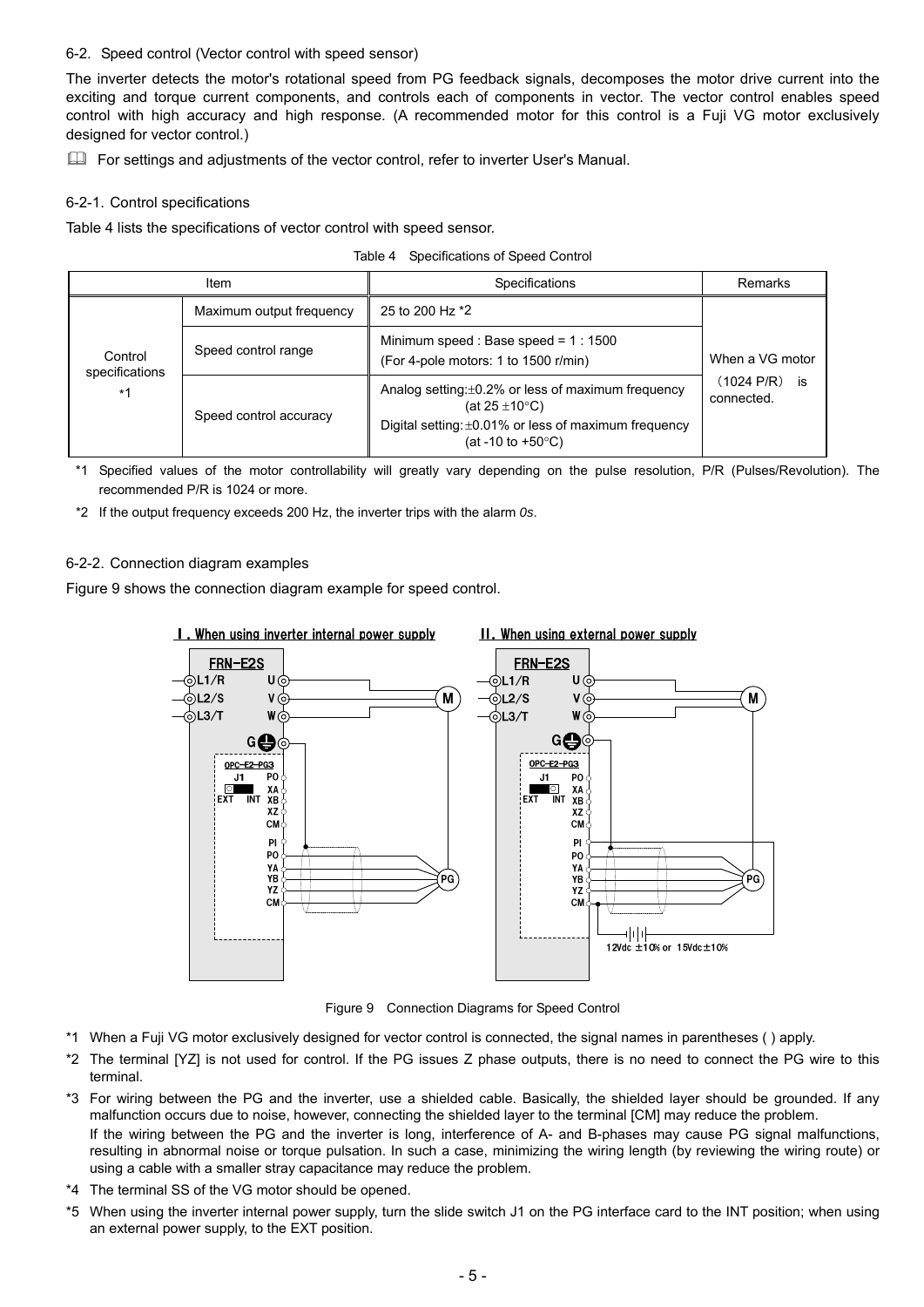## 6-2. Speed control (Vector control with speed sensor)

The inverter detects the motor's rotational speed from PG feedback signals, decomposes the motor drive current into the exciting and torque current components, and controls each of components in vector. The vector control enables speed control with high accuracy and high response. (A recommended motor for this control is a Fuji VG motor exclusively designed for vector control.)

📖 For settings and adjustments of the vector control, refer to inverter User's Manual.

### 6-2-1. Control specifications

Table 4 lists the specifications of vector control with speed sensor.

Table 4 Specifications of Speed Control

| Item | | Specifications | Remarks |
|---|---|---|---|
| Control specifications *1 | Maximum output frequency | 25 to 200 Hz *2 | When a VG motor (1024 P/R) is connected. |
| | Speed control range | Minimum speed : Base speed = 1 : 1500<br>(For 4-pole motors: 1 to 1500 r/min) | |
| | Speed control accuracy | Analog setting: ±0.2% or less of maximum frequency (at 25 ±10°C)<br>Digital setting: ±0.01% or less of maximum frequency (at -10 to +50°C) | |

*1 Specified values of the motor controllability will greatly vary depending on the pulse resolution, P/R (Pulses/Revolution). The recommended P/R is 1024 or more.

*2 If the output frequency exceeds 200 Hz, the inverter trips with the alarm *0s*.

### 6-2-2. Connection diagram examples

Figure 9 shows the connection diagram example for speed control.

Ⅰ. When using inverter internal power supply

Ⅱ. When using external power supply

FRN-E2S: L1/R, L2/S, L3/T, U, V, W, G, M; OPC-E2-PG3: J1 (EXT, INT), PO, XA, XB, XZ, CM, PI, PO, YA, YB, YZ, CM, PG; 12Vdc ±10% or 15Vdc±10%

Figure 9 Connection Diagrams for Speed Control

*1 When a Fuji VG motor exclusively designed for vector control is connected, the signal names in parentheses ( ) apply.

*2 The terminal [YZ] is not used for control. If the PG issues Z phase outputs, there is no need to connect the PG wire to this terminal.

*3 For wiring between the PG and the inverter, use a shielded cable. Basically, the shielded layer should be grounded. If any malfunction occurs due to noise, however, connecting the shielded layer to the terminal [CM] may reduce the problem.
If the wiring between the PG and the inverter is long, interference of A- and B-phases may cause PG signal malfunctions, resulting in abnormal noise or torque pulsation. In such a case, minimizing the wiring length (by reviewing the wiring route) or using a cable with a smaller stray capacitance may reduce the problem.

*4 The terminal SS of the VG motor should be opened.

*5 When using the inverter internal power supply, turn the slide switch J1 on the PG interface card to the INT position; when using an external power supply, to the EXT position.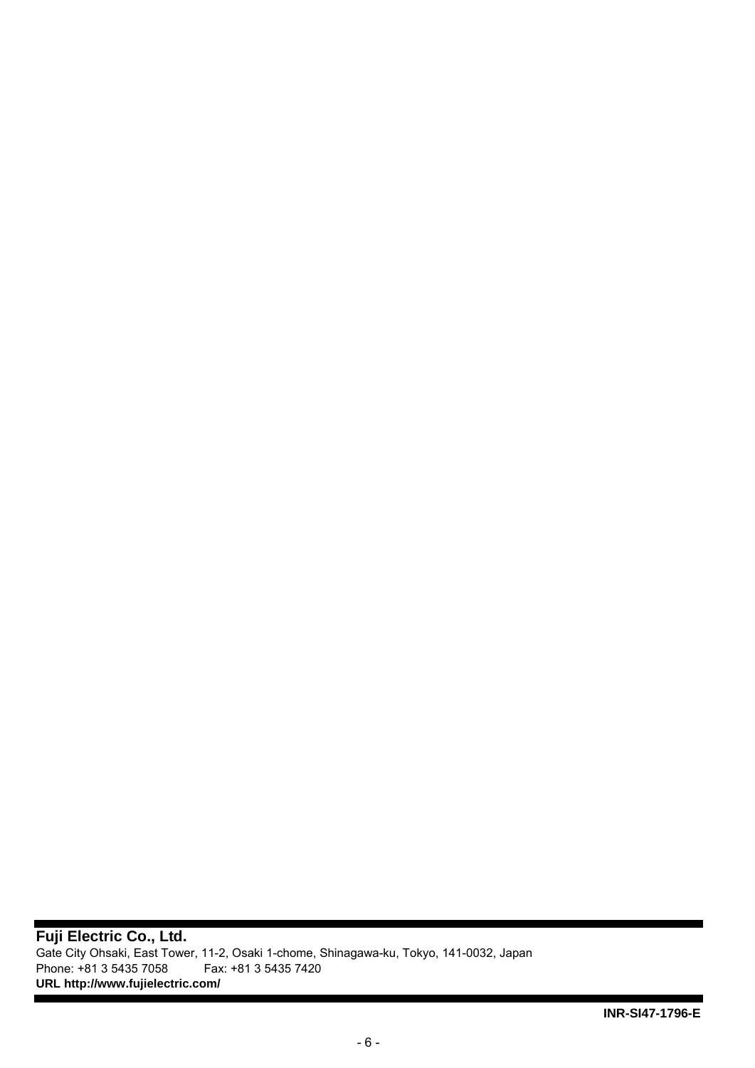**Fuji Electric Co., Ltd.**
Gate City Ohsaki, East Tower, 11-2, Osaki 1-chome, Shinagawa-ku, Tokyo, 141-0032, Japan
Phone: +81 3 5435 7058    Fax: +81 3 5435 7420
**URL http://www.fujielectric.com/**

**INR-SI47-1796-E**